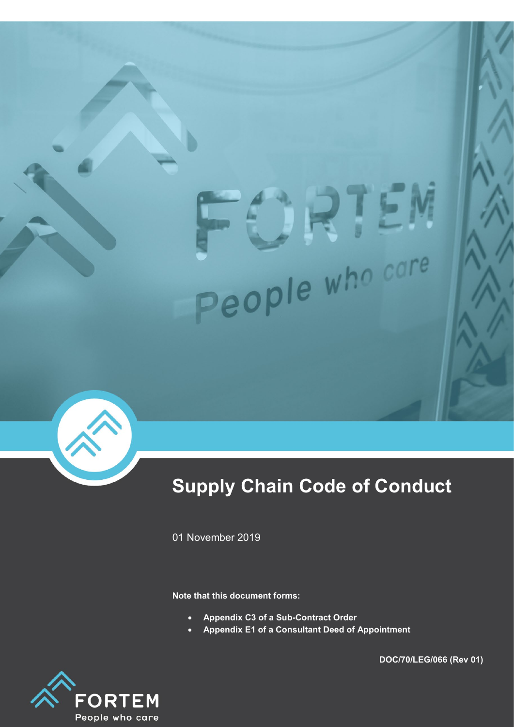# Supply Chain Code of Conduct

01 November 2019

**Note that this document forms:**

- **Appendix C3 of a Sub-Contract Order**
- **Appendix E1 of a Consultant Deed of Appointment**

**DOC/70/LEG/066 (Rev 01)**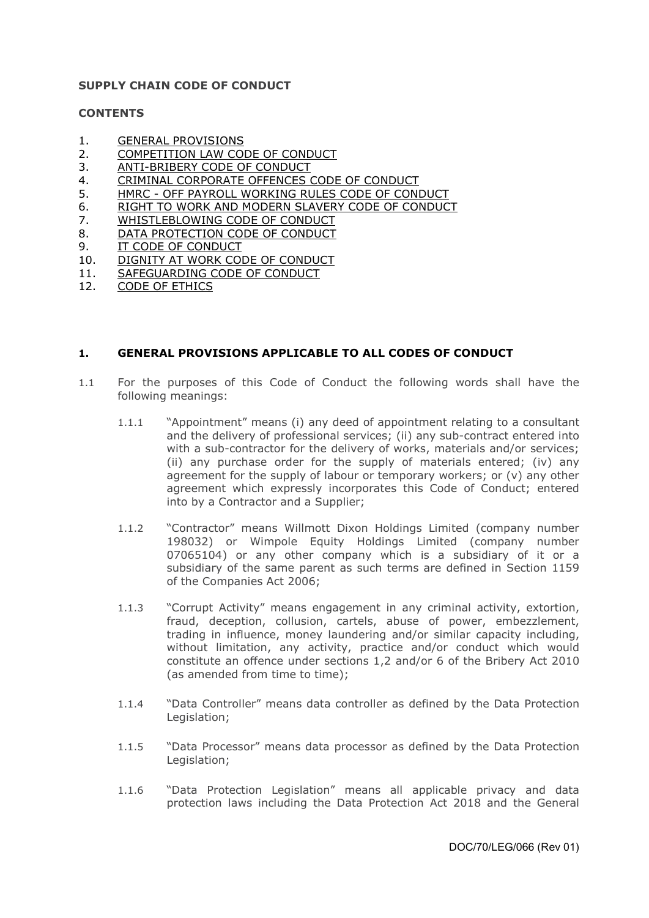**SUPPLY CHAIN CODE OF CONDUCT**

**CONTENTS**

1. GENERAL PROVISIONS
2. COMPETITION LAW CODE OF CONDUCT
3. ANTI-BRIBERY CODE OF CONDUCT
4. CRIMINAL CORPORATE OFFENCES CODE OF CONDUCT
5. HMRC - OFF PAYROLL WORKING RULES CODE OF CONDUCT
6. RIGHT TO WORK AND MODERN SLAVERY CODE OF CONDUCT
7. WHISTLEBLOWING CODE OF CONDUCT
8. DATA PROTECTION CODE OF CONDUCT
9. IT CODE OF CONDUCT
10. DIGNITY AT WORK CODE OF CONDUCT
11. SAFEGUARDING CODE OF CONDUCT
12. CODE OF ETHICS

## 1. GENERAL PROVISIONS APPLICABLE TO ALL CODES OF CONDUCT

1.1 For the purposes of this Code of Conduct the following words shall have the following meanings:

1.1.1 "Appointment" means (i) any deed of appointment relating to a consultant and the delivery of professional services; (ii) any sub-contract entered into with a sub-contractor for the delivery of works, materials and/or services; (ii) any purchase order for the supply of materials entered; (iv) any agreement for the supply of labour or temporary workers; or (v) any other agreement which expressly incorporates this Code of Conduct; entered into by a Contractor and a Supplier;

1.1.2 "Contractor" means Willmott Dixon Holdings Limited (company number 198032) or Wimpole Equity Holdings Limited (company number 07065104) or any other company which is a subsidiary of it or a subsidiary of the same parent as such terms are defined in Section 1159 of the Companies Act 2006;

1.1.3 "Corrupt Activity" means engagement in any criminal activity, extortion, fraud, deception, collusion, cartels, abuse of power, embezzlement, trading in influence, money laundering and/or similar capacity including, without limitation, any activity, practice and/or conduct which would constitute an offence under sections 1,2 and/or 6 of the Bribery Act 2010 (as amended from time to time);

1.1.4 "Data Controller" means data controller as defined by the Data Protection Legislation;

1.1.5 "Data Processor" means data processor as defined by the Data Protection Legislation;

1.1.6 "Data Protection Legislation" means all applicable privacy and data protection laws including the Data Protection Act 2018 and the General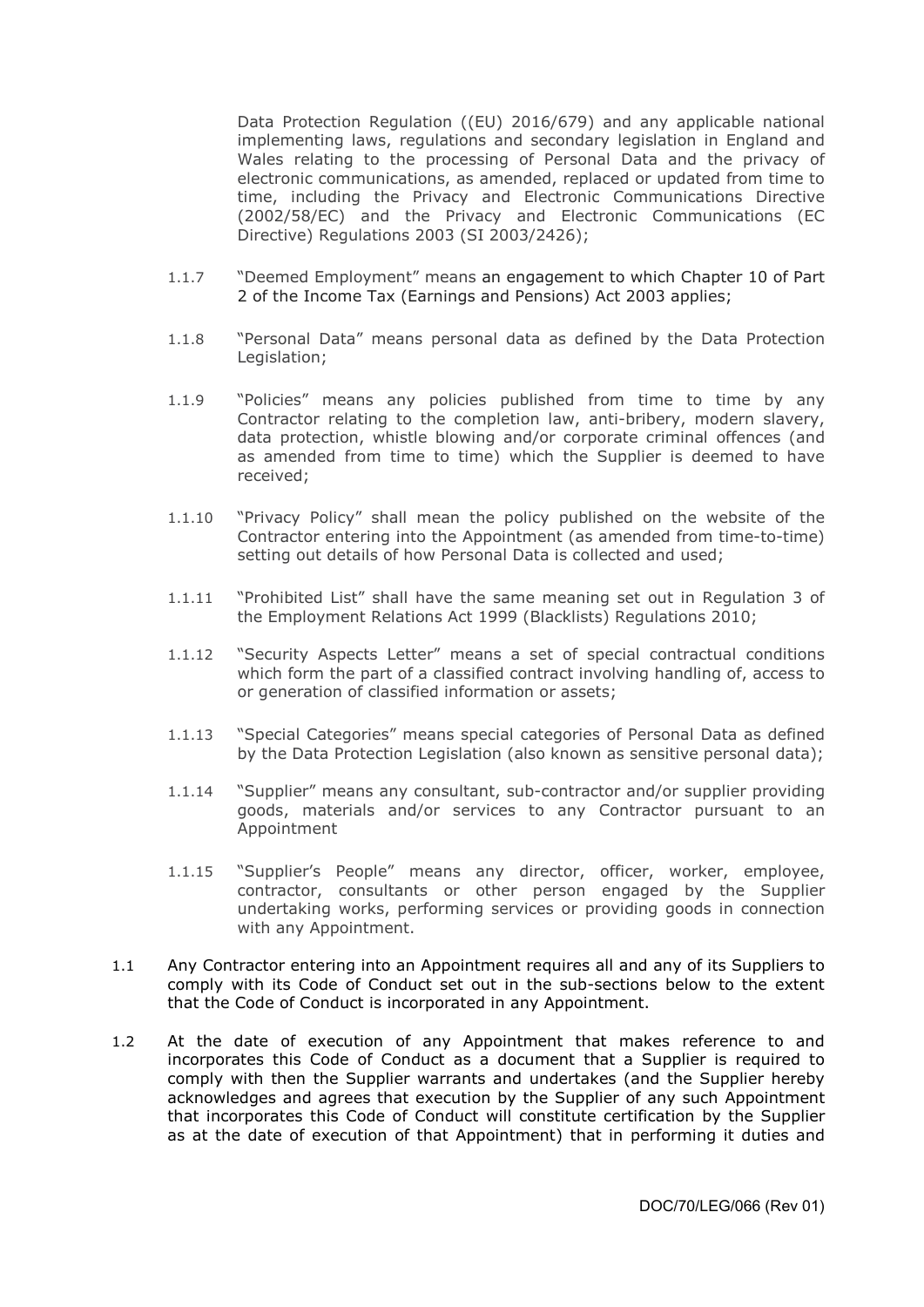Data Protection Regulation ((EU) 2016/679) and any applicable national implementing laws, regulations and secondary legislation in England and Wales relating to the processing of Personal Data and the privacy of electronic communications, as amended, replaced or updated from time to time, including the Privacy and Electronic Communications Directive (2002/58/EC) and the Privacy and Electronic Communications (EC Directive) Regulations 2003 (SI 2003/2426);

1.1.7 "Deemed Employment" means an engagement to which Chapter 10 of Part 2 of the Income Tax (Earnings and Pensions) Act 2003 applies;

1.1.8 "Personal Data" means personal data as defined by the Data Protection Legislation;

1.1.9 "Policies" means any policies published from time to time by any Contractor relating to the completion law, anti-bribery, modern slavery, data protection, whistle blowing and/or corporate criminal offences (and as amended from time to time) which the Supplier is deemed to have received;

1.1.10 "Privacy Policy" shall mean the policy published on the website of the Contractor entering into the Appointment (as amended from time-to-time) setting out details of how Personal Data is collected and used;

1.1.11 "Prohibited List" shall have the same meaning set out in Regulation 3 of the Employment Relations Act 1999 (Blacklists) Regulations 2010;

1.1.12 "Security Aspects Letter" means a set of special contractual conditions which form the part of a classified contract involving handling of, access to or generation of classified information or assets;

1.1.13 "Special Categories" means special categories of Personal Data as defined by the Data Protection Legislation (also known as sensitive personal data);

1.1.14 "Supplier" means any consultant, sub-contractor and/or supplier providing goods, materials and/or services to any Contractor pursuant to an Appointment

1.1.15 "Supplier's People" means any director, officer, worker, employee, contractor, consultants or other person engaged by the Supplier undertaking works, performing services or providing goods in connection with any Appointment.

1.1 Any Contractor entering into an Appointment requires all and any of its Suppliers to comply with its Code of Conduct set out in the sub-sections below to the extent that the Code of Conduct is incorporated in any Appointment.

1.2 At the date of execution of any Appointment that makes reference to and incorporates this Code of Conduct as a document that a Supplier is required to comply with then the Supplier warrants and undertakes (and the Supplier hereby acknowledges and agrees that execution by the Supplier of any such Appointment that incorporates this Code of Conduct will constitute certification by the Supplier as at the date of execution of that Appointment) that in performing it duties and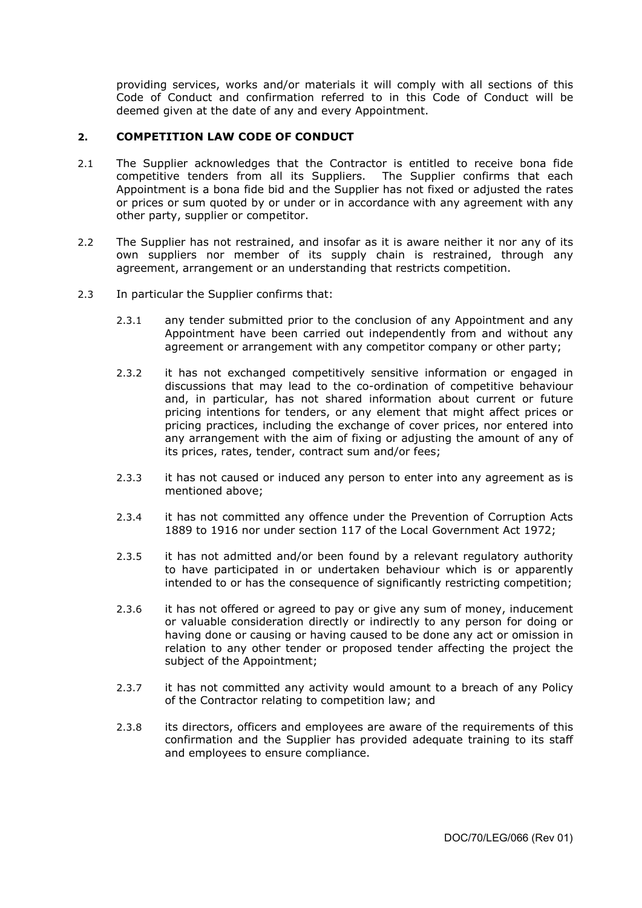providing services, works and/or materials it will comply with all sections of this Code of Conduct and confirmation referred to in this Code of Conduct will be deemed given at the date of any and every Appointment.

## 2. COMPETITION LAW CODE OF CONDUCT

2.1 The Supplier acknowledges that the Contractor is entitled to receive bona fide competitive tenders from all its Suppliers. The Supplier confirms that each Appointment is a bona fide bid and the Supplier has not fixed or adjusted the rates or prices or sum quoted by or under or in accordance with any agreement with any other party, supplier or competitor.

2.2 The Supplier has not restrained, and insofar as it is aware neither it nor any of its own suppliers nor member of its supply chain is restrained, through any agreement, arrangement or an understanding that restricts competition.

2.3 In particular the Supplier confirms that:

2.3.1 any tender submitted prior to the conclusion of any Appointment and any Appointment have been carried out independently from and without any agreement or arrangement with any competitor company or other party;

2.3.2 it has not exchanged competitively sensitive information or engaged in discussions that may lead to the co-ordination of competitive behaviour and, in particular, has not shared information about current or future pricing intentions for tenders, or any element that might affect prices or pricing practices, including the exchange of cover prices, nor entered into any arrangement with the aim of fixing or adjusting the amount of any of its prices, rates, tender, contract sum and/or fees;

2.3.3 it has not caused or induced any person to enter into any agreement as is mentioned above;

2.3.4 it has not committed any offence under the Prevention of Corruption Acts 1889 to 1916 nor under section 117 of the Local Government Act 1972;

2.3.5 it has not admitted and/or been found by a relevant regulatory authority to have participated in or undertaken behaviour which is or apparently intended to or has the consequence of significantly restricting competition;

2.3.6 it has not offered or agreed to pay or give any sum of money, inducement or valuable consideration directly or indirectly to any person for doing or having done or causing or having caused to be done any act or omission in relation to any other tender or proposed tender affecting the project the subject of the Appointment;

2.3.7 it has not committed any activity would amount to a breach of any Policy of the Contractor relating to competition law; and

2.3.8 its directors, officers and employees are aware of the requirements of this confirmation and the Supplier has provided adequate training to its staff and employees to ensure compliance.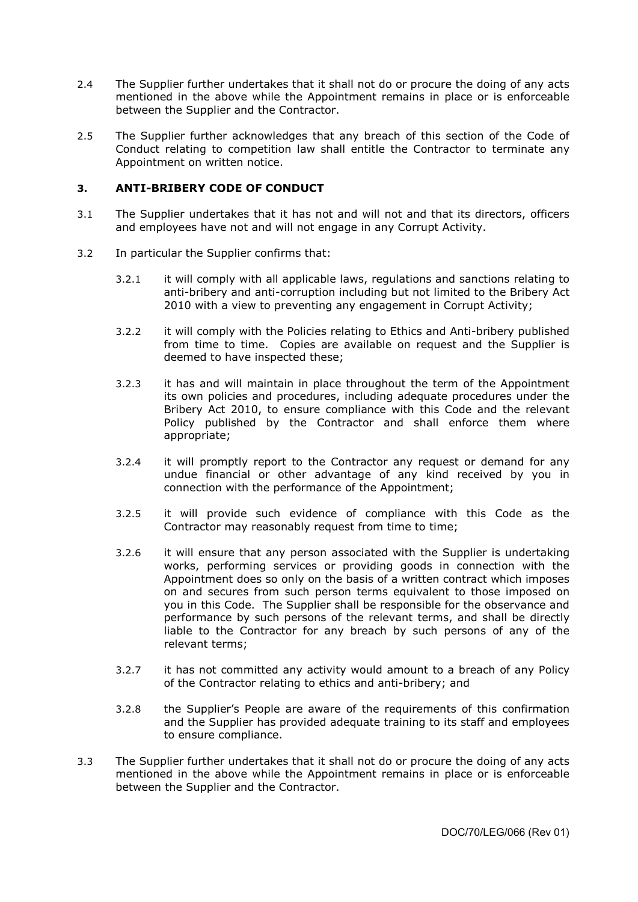2.4 The Supplier further undertakes that it shall not do or procure the doing of any acts mentioned in the above while the Appointment remains in place or is enforceable between the Supplier and the Contractor.

2.5 The Supplier further acknowledges that any breach of this section of the Code of Conduct relating to competition law shall entitle the Contractor to terminate any Appointment on written notice.

## 3. ANTI-BRIBERY CODE OF CONDUCT

3.1 The Supplier undertakes that it has not and will not and that its directors, officers and employees have not and will not engage in any Corrupt Activity.

3.2 In particular the Supplier confirms that:

3.2.1 it will comply with all applicable laws, regulations and sanctions relating to anti-bribery and anti-corruption including but not limited to the Bribery Act 2010 with a view to preventing any engagement in Corrupt Activity;

3.2.2 it will comply with the Policies relating to Ethics and Anti-bribery published from time to time. Copies are available on request and the Supplier is deemed to have inspected these;

3.2.3 it has and will maintain in place throughout the term of the Appointment its own policies and procedures, including adequate procedures under the Bribery Act 2010, to ensure compliance with this Code and the relevant Policy published by the Contractor and shall enforce them where appropriate;

3.2.4 it will promptly report to the Contractor any request or demand for any undue financial or other advantage of any kind received by you in connection with the performance of the Appointment;

3.2.5 it will provide such evidence of compliance with this Code as the Contractor may reasonably request from time to time;

3.2.6 it will ensure that any person associated with the Supplier is undertaking works, performing services or providing goods in connection with the Appointment does so only on the basis of a written contract which imposes on and secures from such person terms equivalent to those imposed on you in this Code. The Supplier shall be responsible for the observance and performance by such persons of the relevant terms, and shall be directly liable to the Contractor for any breach by such persons of any of the relevant terms;

3.2.7 it has not committed any activity would amount to a breach of any Policy of the Contractor relating to ethics and anti-bribery; and

3.2.8 the Supplier's People are aware of the requirements of this confirmation and the Supplier has provided adequate training to its staff and employees to ensure compliance.

3.3 The Supplier further undertakes that it shall not do or procure the doing of any acts mentioned in the above while the Appointment remains in place or is enforceable between the Supplier and the Contractor.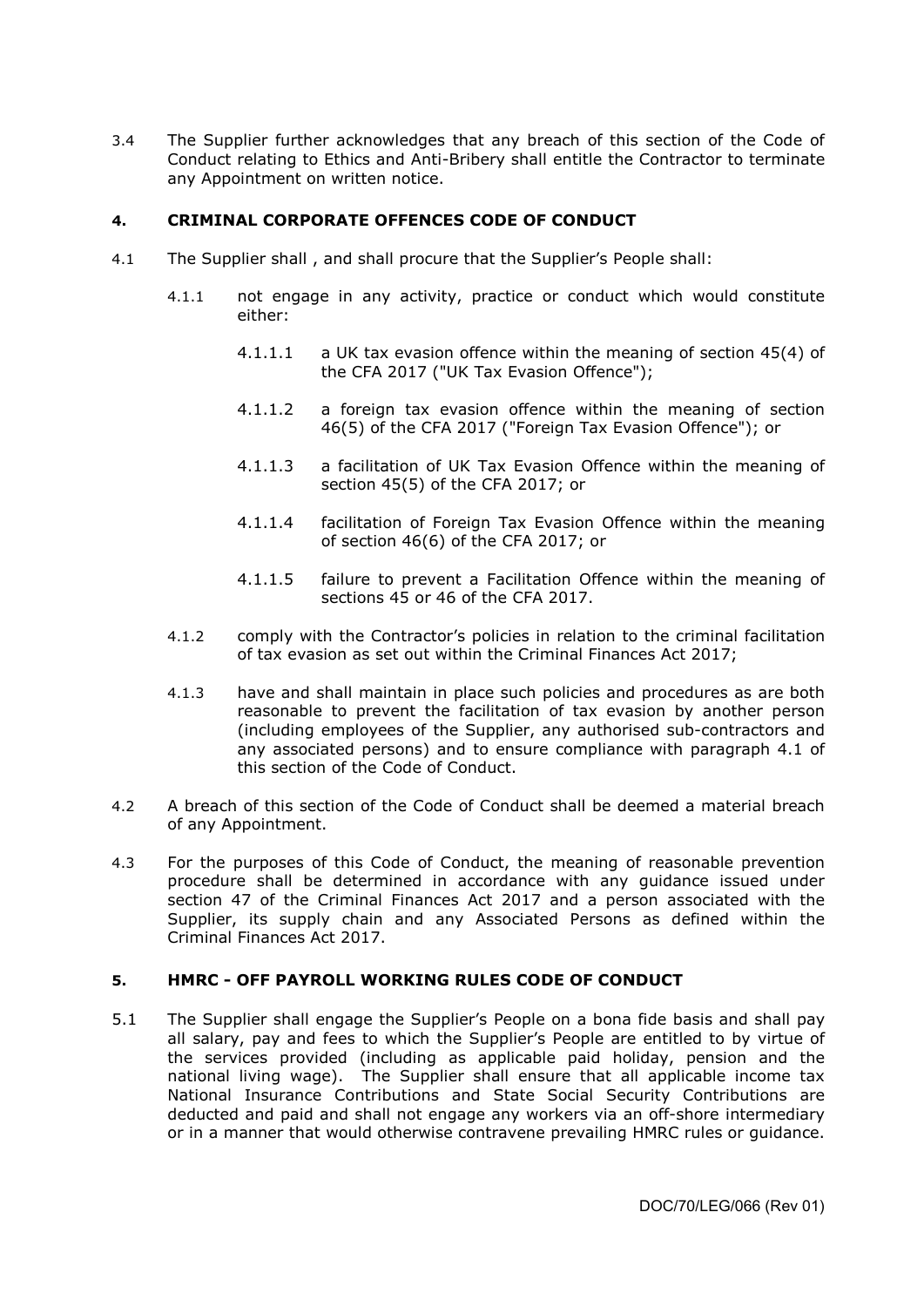3.4 The Supplier further acknowledges that any breach of this section of the Code of Conduct relating to Ethics and Anti-Bribery shall entitle the Contractor to terminate any Appointment on written notice.

## 4. CRIMINAL CORPORATE OFFENCES CODE OF CONDUCT

4.1 The Supplier shall , and shall procure that the Supplier's People shall:

4.1.1 not engage in any activity, practice or conduct which would constitute either:

4.1.1.1 a UK tax evasion offence within the meaning of section 45(4) of the CFA 2017 ("UK Tax Evasion Offence");

4.1.1.2 a foreign tax evasion offence within the meaning of section 46(5) of the CFA 2017 ("Foreign Tax Evasion Offence"); or

4.1.1.3 a facilitation of UK Tax Evasion Offence within the meaning of section 45(5) of the CFA 2017; or

4.1.1.4 facilitation of Foreign Tax Evasion Offence within the meaning of section 46(6) of the CFA 2017; or

4.1.1.5 failure to prevent a Facilitation Offence within the meaning of sections 45 or 46 of the CFA 2017.

4.1.2 comply with the Contractor's policies in relation to the criminal facilitation of tax evasion as set out within the Criminal Finances Act 2017;

4.1.3 have and shall maintain in place such policies and procedures as are both reasonable to prevent the facilitation of tax evasion by another person (including employees of the Supplier, any authorised sub-contractors and any associated persons) and to ensure compliance with paragraph 4.1 of this section of the Code of Conduct.

4.2 A breach of this section of the Code of Conduct shall be deemed a material breach of any Appointment.

4.3 For the purposes of this Code of Conduct, the meaning of reasonable prevention procedure shall be determined in accordance with any guidance issued under section 47 of the Criminal Finances Act 2017 and a person associated with the Supplier, its supply chain and any Associated Persons as defined within the Criminal Finances Act 2017.

## 5. HMRC - OFF PAYROLL WORKING RULES CODE OF CONDUCT

5.1 The Supplier shall engage the Supplier's People on a bona fide basis and shall pay all salary, pay and fees to which the Supplier's People are entitled to by virtue of the services provided (including as applicable paid holiday, pension and the national living wage). The Supplier shall ensure that all applicable income tax National Insurance Contributions and State Social Security Contributions are deducted and paid and shall not engage any workers via an off-shore intermediary or in a manner that would otherwise contravene prevailing HMRC rules or guidance.

DOC/70/LEG/066 (Rev 01)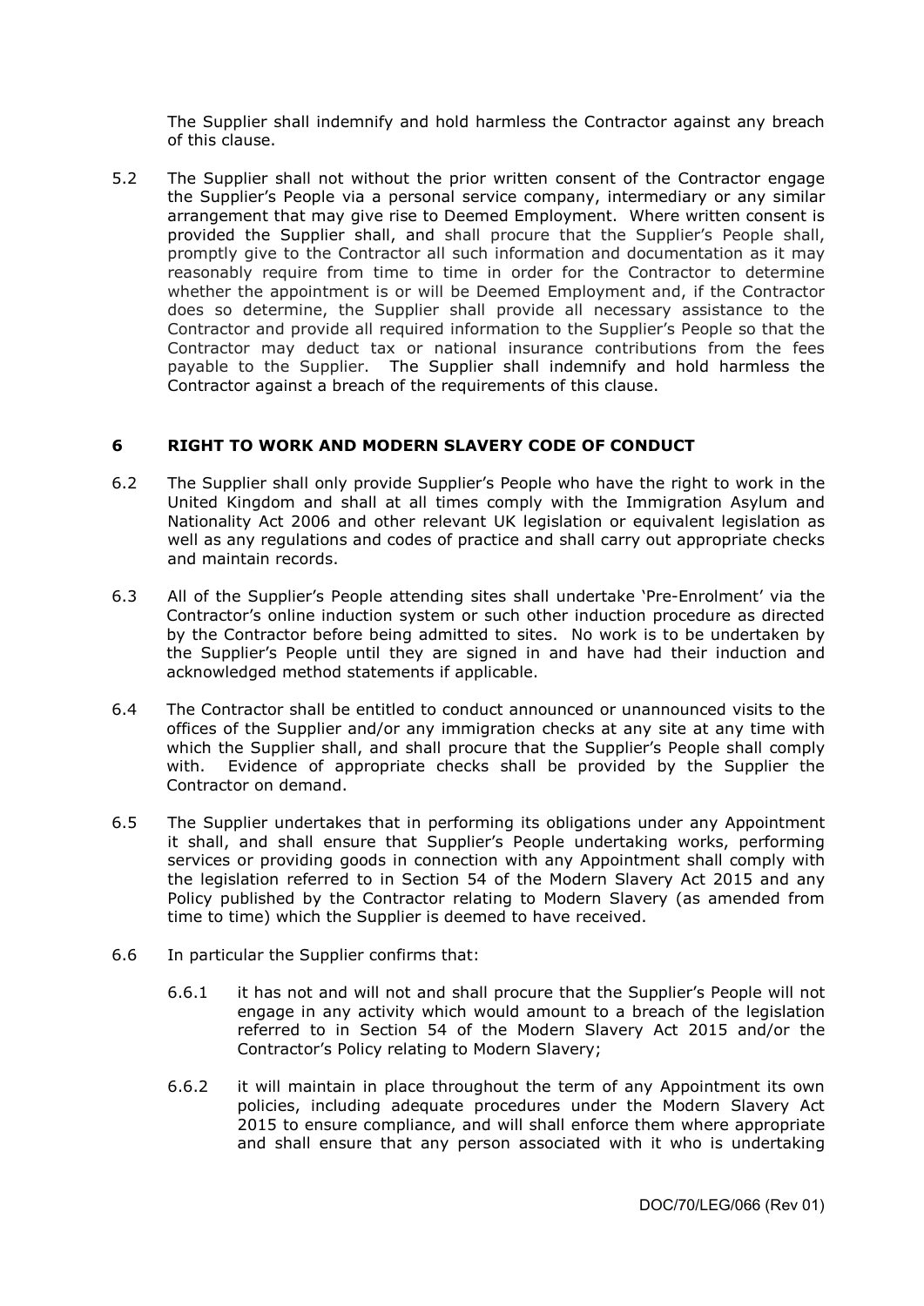The Supplier shall indemnify and hold harmless the Contractor against any breach of this clause.

5.2 The Supplier shall not without the prior written consent of the Contractor engage the Supplier's People via a personal service company, intermediary or any similar arrangement that may give rise to Deemed Employment. Where written consent is provided the Supplier shall, and shall procure that the Supplier's People shall, promptly give to the Contractor all such information and documentation as it may reasonably require from time to time in order for the Contractor to determine whether the appointment is or will be Deemed Employment and, if the Contractor does so determine, the Supplier shall provide all necessary assistance to the Contractor and provide all required information to the Supplier's People so that the Contractor may deduct tax or national insurance contributions from the fees payable to the Supplier. The Supplier shall indemnify and hold harmless the Contractor against a breach of the requirements of this clause.

## 6 RIGHT TO WORK AND MODERN SLAVERY CODE OF CONDUCT

6.2 The Supplier shall only provide Supplier's People who have the right to work in the United Kingdom and shall at all times comply with the Immigration Asylum and Nationality Act 2006 and other relevant UK legislation or equivalent legislation as well as any regulations and codes of practice and shall carry out appropriate checks and maintain records.

6.3 All of the Supplier's People attending sites shall undertake 'Pre-Enrolment' via the Contractor's online induction system or such other induction procedure as directed by the Contractor before being admitted to sites. No work is to be undertaken by the Supplier's People until they are signed in and have had their induction and acknowledged method statements if applicable.

6.4 The Contractor shall be entitled to conduct announced or unannounced visits to the offices of the Supplier and/or any immigration checks at any site at any time with which the Supplier shall, and shall procure that the Supplier's People shall comply with. Evidence of appropriate checks shall be provided by the Supplier the Contractor on demand.

6.5 The Supplier undertakes that in performing its obligations under any Appointment it shall, and shall ensure that Supplier's People undertaking works, performing services or providing goods in connection with any Appointment shall comply with the legislation referred to in Section 54 of the Modern Slavery Act 2015 and any Policy published by the Contractor relating to Modern Slavery (as amended from time to time) which the Supplier is deemed to have received.

6.6 In particular the Supplier confirms that:

6.6.1 it has not and will not and shall procure that the Supplier's People will not engage in any activity which would amount to a breach of the legislation referred to in Section 54 of the Modern Slavery Act 2015 and/or the Contractor's Policy relating to Modern Slavery;

6.6.2 it will maintain in place throughout the term of any Appointment its own policies, including adequate procedures under the Modern Slavery Act 2015 to ensure compliance, and will shall enforce them where appropriate and shall ensure that any person associated with it who is undertaking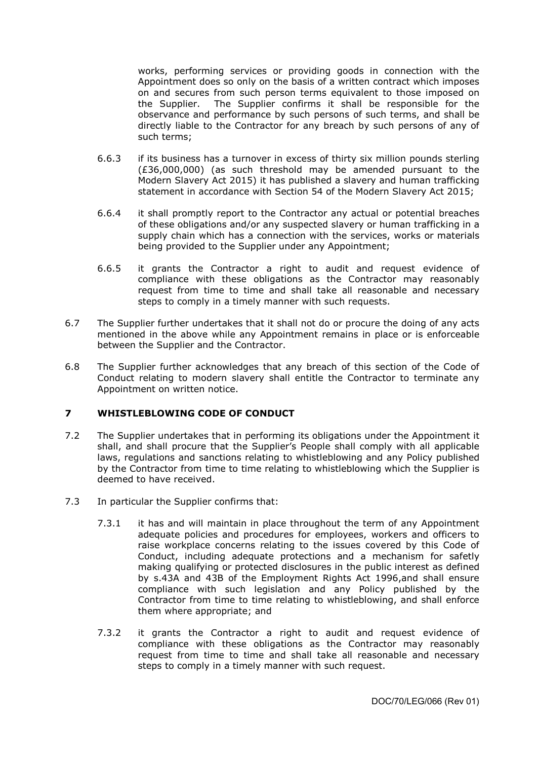works, performing services or providing goods in connection with the Appointment does so only on the basis of a written contract which imposes on and secures from such person terms equivalent to those imposed on the Supplier. The Supplier confirms it shall be responsible for the observance and performance by such persons of such terms, and shall be directly liable to the Contractor for any breach by such persons of any of such terms;

6.6.3 if its business has a turnover in excess of thirty six million pounds sterling (£36,000,000) (as such threshold may be amended pursuant to the Modern Slavery Act 2015) it has published a slavery and human trafficking statement in accordance with Section 54 of the Modern Slavery Act 2015;

6.6.4 it shall promptly report to the Contractor any actual or potential breaches of these obligations and/or any suspected slavery or human trafficking in a supply chain which has a connection with the services, works or materials being provided to the Supplier under any Appointment;

6.6.5 it grants the Contractor a right to audit and request evidence of compliance with these obligations as the Contractor may reasonably request from time to time and shall take all reasonable and necessary steps to comply in a timely manner with such requests.

6.7 The Supplier further undertakes that it shall not do or procure the doing of any acts mentioned in the above while any Appointment remains in place or is enforceable between the Supplier and the Contractor.

6.8 The Supplier further acknowledges that any breach of this section of the Code of Conduct relating to modern slavery shall entitle the Contractor to terminate any Appointment on written notice.

## 7 WHISTLEBLOWING CODE OF CONDUCT

7.2 The Supplier undertakes that in performing its obligations under the Appointment it shall, and shall procure that the Supplier's People shall comply with all applicable laws, regulations and sanctions relating to whistleblowing and any Policy published by the Contractor from time to time relating to whistleblowing which the Supplier is deemed to have received.

7.3 In particular the Supplier confirms that:

7.3.1 it has and will maintain in place throughout the term of any Appointment adequate policies and procedures for employees, workers and officers to raise workplace concerns relating to the issues covered by this Code of Conduct, including adequate protections and a mechanism for safely making qualifying or protected disclosures in the public interest as defined by s.43A and 43B of the Employment Rights Act 1996,and shall ensure compliance with such legislation and any Policy published by the Contractor from time to time relating to whistleblowing, and shall enforce them where appropriate; and

7.3.2 it grants the Contractor a right to audit and request evidence of compliance with these obligations as the Contractor may reasonably request from time to time and shall take all reasonable and necessary steps to comply in a timely manner with such request.

DOC/70/LEG/066 (Rev 01)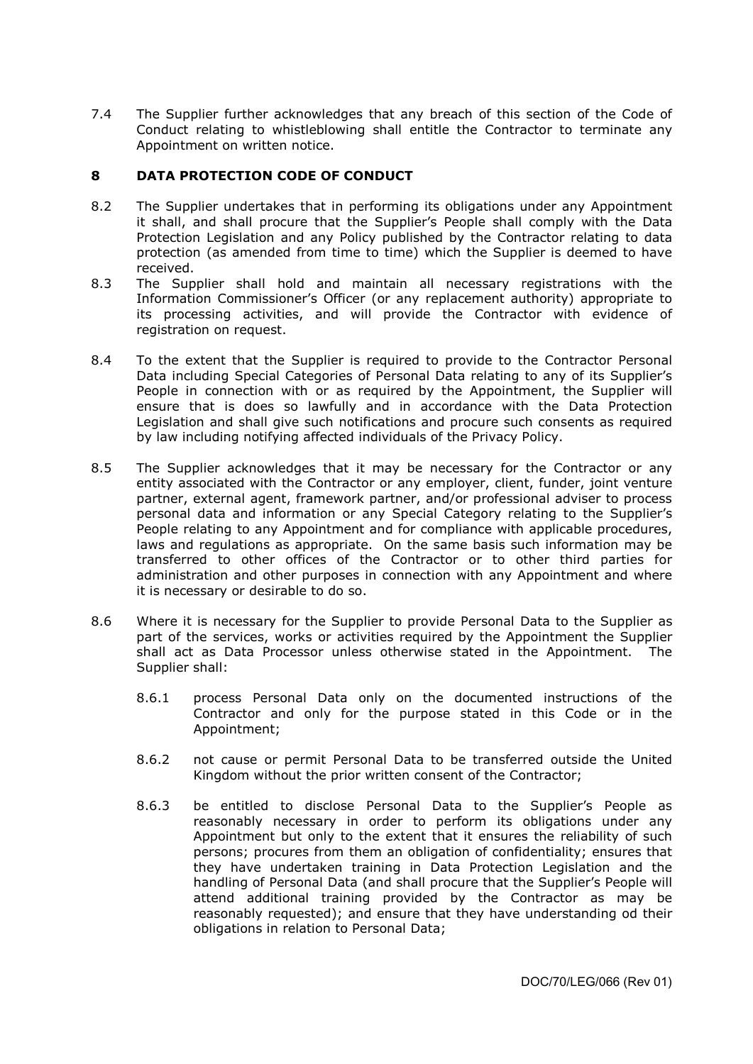7.4 The Supplier further acknowledges that any breach of this section of the Code of Conduct relating to whistleblowing shall entitle the Contractor to terminate any Appointment on written notice.

## 8 DATA PROTECTION CODE OF CONDUCT

8.2 The Supplier undertakes that in performing its obligations under any Appointment it shall, and shall procure that the Supplier's People shall comply with the Data Protection Legislation and any Policy published by the Contractor relating to data protection (as amended from time to time) which the Supplier is deemed to have received.

8.3 The Supplier shall hold and maintain all necessary registrations with the Information Commissioner's Officer (or any replacement authority) appropriate to its processing activities, and will provide the Contractor with evidence of registration on request.

8.4 To the extent that the Supplier is required to provide to the Contractor Personal Data including Special Categories of Personal Data relating to any of its Supplier's People in connection with or as required by the Appointment, the Supplier will ensure that is does so lawfully and in accordance with the Data Protection Legislation and shall give such notifications and procure such consents as required by law including notifying affected individuals of the Privacy Policy.

8.5 The Supplier acknowledges that it may be necessary for the Contractor or any entity associated with the Contractor or any employer, client, funder, joint venture partner, external agent, framework partner, and/or professional adviser to process personal data and information or any Special Category relating to the Supplier's People relating to any Appointment and for compliance with applicable procedures, laws and regulations as appropriate. On the same basis such information may be transferred to other offices of the Contractor or to other third parties for administration and other purposes in connection with any Appointment and where it is necessary or desirable to do so.

8.6 Where it is necessary for the Supplier to provide Personal Data to the Supplier as part of the services, works or activities required by the Appointment the Supplier shall act as Data Processor unless otherwise stated in the Appointment. The Supplier shall:

8.6.1 process Personal Data only on the documented instructions of the Contractor and only for the purpose stated in this Code or in the Appointment;

8.6.2 not cause or permit Personal Data to be transferred outside the United Kingdom without the prior written consent of the Contractor;

8.6.3 be entitled to disclose Personal Data to the Supplier's People as reasonably necessary in order to perform its obligations under any Appointment but only to the extent that it ensures the reliability of such persons; procures from them an obligation of confidentiality; ensures that they have undertaken training in Data Protection Legislation and the handling of Personal Data (and shall procure that the Supplier's People will attend additional training provided by the Contractor as may be reasonably requested); and ensure that they have understanding od their obligations in relation to Personal Data;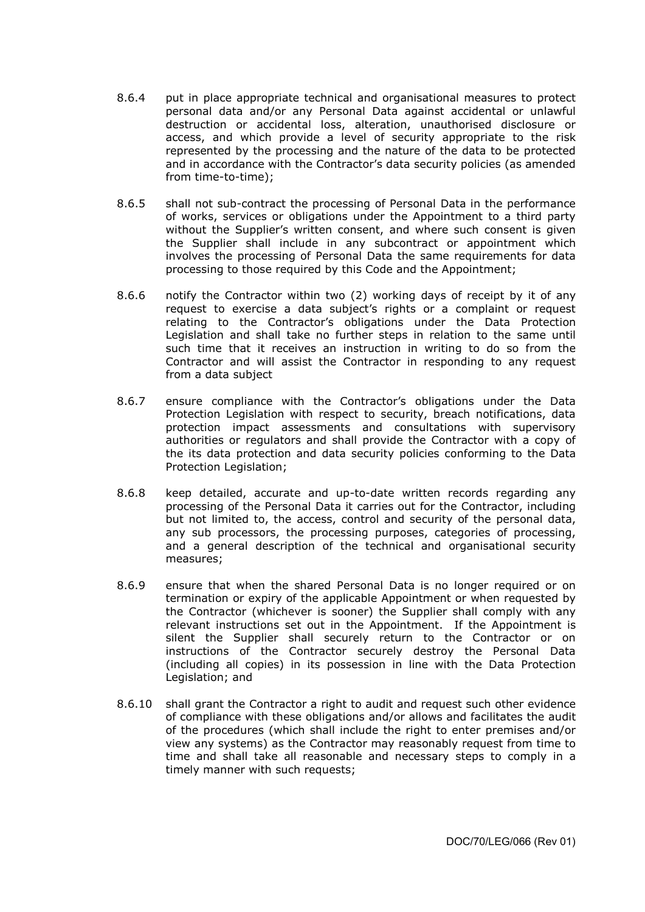8.6.4 put in place appropriate technical and organisational measures to protect personal data and/or any Personal Data against accidental or unlawful destruction or accidental loss, alteration, unauthorised disclosure or access, and which provide a level of security appropriate to the risk represented by the processing and the nature of the data to be protected and in accordance with the Contractor's data security policies (as amended from time-to-time);

8.6.5 shall not sub-contract the processing of Personal Data in the performance of works, services or obligations under the Appointment to a third party without the Supplier's written consent, and where such consent is given the Supplier shall include in any subcontract or appointment which involves the processing of Personal Data the same requirements for data processing to those required by this Code and the Appointment;

8.6.6 notify the Contractor within two (2) working days of receipt by it of any request to exercise a data subject's rights or a complaint or request relating to the Contractor's obligations under the Data Protection Legislation and shall take no further steps in relation to the same until such time that it receives an instruction in writing to do so from the Contractor and will assist the Contractor in responding to any request from a data subject

8.6.7 ensure compliance with the Contractor's obligations under the Data Protection Legislation with respect to security, breach notifications, data protection impact assessments and consultations with supervisory authorities or regulators and shall provide the Contractor with a copy of the its data protection and data security policies conforming to the Data Protection Legislation;

8.6.8 keep detailed, accurate and up-to-date written records regarding any processing of the Personal Data it carries out for the Contractor, including but not limited to, the access, control and security of the personal data, any sub processors, the processing purposes, categories of processing, and a general description of the technical and organisational security measures;

8.6.9 ensure that when the shared Personal Data is no longer required or on termination or expiry of the applicable Appointment or when requested by the Contractor (whichever is sooner) the Supplier shall comply with any relevant instructions set out in the Appointment. If the Appointment is silent the Supplier shall securely return to the Contractor or on instructions of the Contractor securely destroy the Personal Data (including all copies) in its possession in line with the Data Protection Legislation; and

8.6.10 shall grant the Contractor a right to audit and request such other evidence of compliance with these obligations and/or allows and facilitates the audit of the procedures (which shall include the right to enter premises and/or view any systems) as the Contractor may reasonably request from time to time and shall take all reasonable and necessary steps to comply in a timely manner with such requests;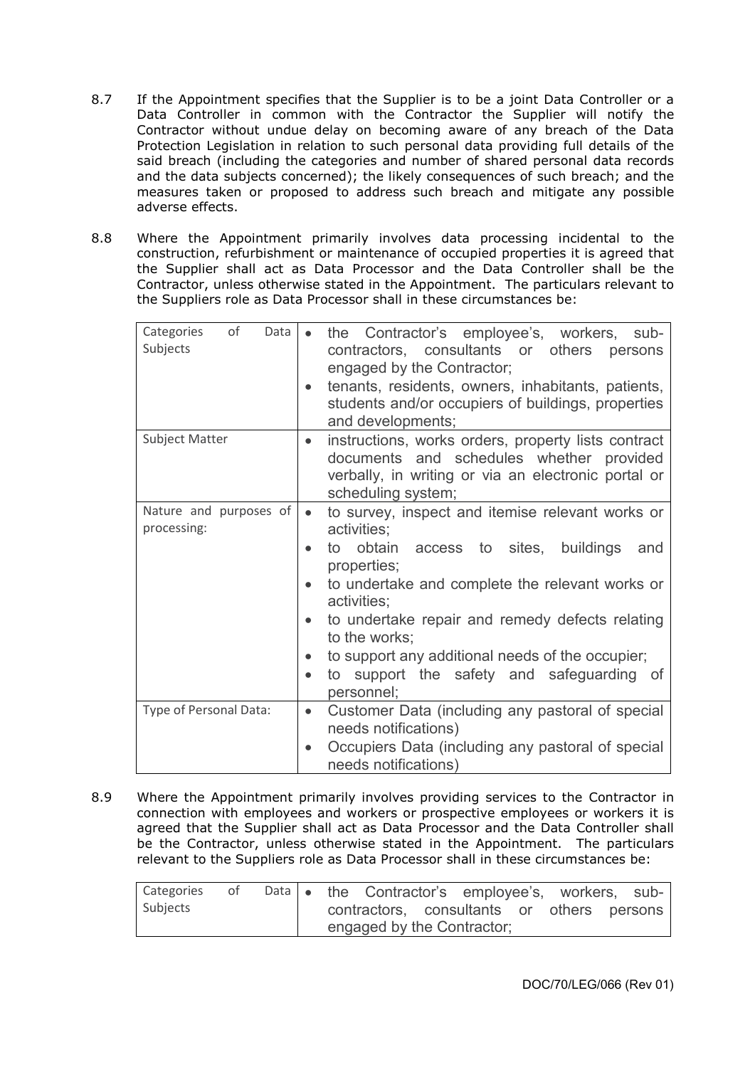8.7 If the Appointment specifies that the Supplier is to be a joint Data Controller or a Data Controller in common with the Contractor the Supplier will notify the Contractor without undue delay on becoming aware of any breach of the Data Protection Legislation in relation to such personal data providing full details of the said breach (including the categories and number of shared personal data records and the data subjects concerned); the likely consequences of such breach; and the measures taken or proposed to address such breach and mitigate any possible adverse effects.

8.8 Where the Appointment primarily involves data processing incidental to the construction, refurbishment or maintenance of occupied properties it is agreed that the Supplier shall act as Data Processor and the Data Controller shall be the Contractor, unless otherwise stated in the Appointment. The particulars relevant to the Suppliers role as Data Processor shall in these circumstances be:

| | |
|---|---|
| Categories of Data Subjects | • the Contractor's employee's, workers, sub-contractors, consultants or others persons engaged by the Contractor;<br>• tenants, residents, owners, inhabitants, patients, students and/or occupiers of buildings, properties and developments; |
| Subject Matter | • instructions, works orders, property lists contract documents and schedules whether provided verbally, in writing or via an electronic portal or scheduling system; |
| Nature and purposes of processing: | • to survey, inspect and itemise relevant works or activities;<br>• to obtain access to sites, buildings and properties;<br>• to undertake and complete the relevant works or activities;<br>• to undertake repair and remedy defects relating to the works;<br>• to support any additional needs of the occupier;<br>• to support the safety and safeguarding of personnel; |
| Type of Personal Data: | • Customer Data (including any pastoral of special needs notifications)<br>• Occupiers Data (including any pastoral of special needs notifications) |

8.9 Where the Appointment primarily involves providing services to the Contractor in connection with employees and workers or prospective employees or workers it is agreed that the Supplier shall act as Data Processor and the Data Controller shall be the Contractor, unless otherwise stated in the Appointment. The particulars relevant to the Suppliers role as Data Processor shall in these circumstances be:

| | |
|---|---|
| Categories of Data Subjects | • the Contractor's employee's, workers, sub-contractors, consultants or others persons engaged by the Contractor; |

DOC/70/LEG/066 (Rev 01)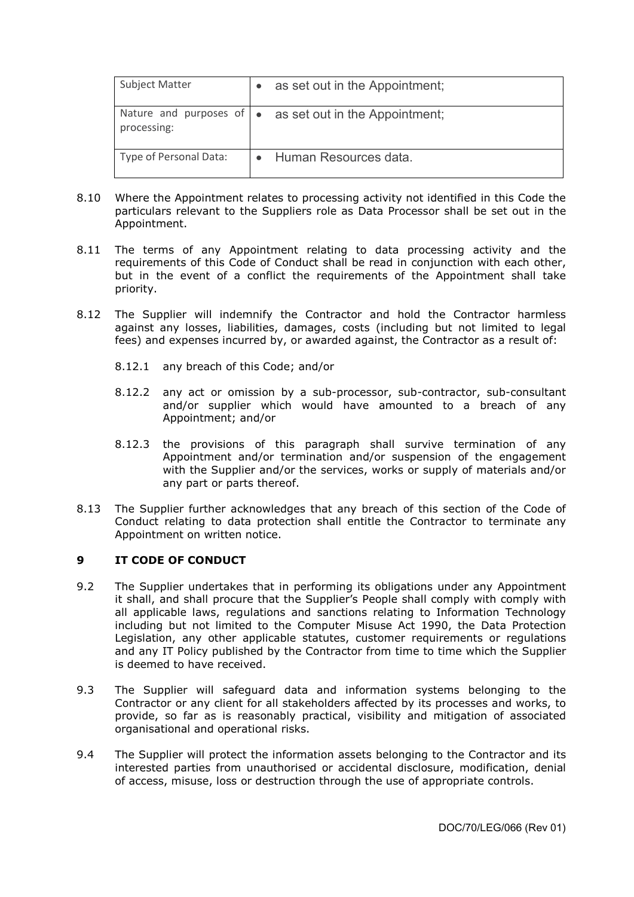| Subject Matter | • as set out in the Appointment; |
| --- | --- |
| Nature and purposes of processing: | • as set out in the Appointment; |
| Type of Personal Data: | • Human Resources data. |

8.10 Where the Appointment relates to processing activity not identified in this Code the particulars relevant to the Suppliers role as Data Processor shall be set out in the Appointment.

8.11 The terms of any Appointment relating to data processing activity and the requirements of this Code of Conduct shall be read in conjunction with each other, but in the event of a conflict the requirements of the Appointment shall take priority.

8.12 The Supplier will indemnify the Contractor and hold the Contractor harmless against any losses, liabilities, damages, costs (including but not limited to legal fees) and expenses incurred by, or awarded against, the Contractor as a result of:

8.12.1 any breach of this Code; and/or

8.12.2 any act or omission by a sub-processor, sub-contractor, sub-consultant and/or supplier which would have amounted to a breach of any Appointment; and/or

8.12.3 the provisions of this paragraph shall survive termination of any Appointment and/or termination and/or suspension of the engagement with the Supplier and/or the services, works or supply of materials and/or any part or parts thereof.

8.13 The Supplier further acknowledges that any breach of this section of the Code of Conduct relating to data protection shall entitle the Contractor to terminate any Appointment on written notice.

## 9 IT CODE OF CONDUCT

9.2 The Supplier undertakes that in performing its obligations under any Appointment it shall, and shall procure that the Supplier's People shall comply with comply with all applicable laws, regulations and sanctions relating to Information Technology including but not limited to the Computer Misuse Act 1990, the Data Protection Legislation, any other applicable statutes, customer requirements or regulations and any IT Policy published by the Contractor from time to time which the Supplier is deemed to have received.

9.3 The Supplier will safeguard data and information systems belonging to the Contractor or any client for all stakeholders affected by its processes and works, to provide, so far as is reasonably practical, visibility and mitigation of associated organisational and operational risks.

9.4 The Supplier will protect the information assets belonging to the Contractor and its interested parties from unauthorised or accidental disclosure, modification, denial of access, misuse, loss or destruction through the use of appropriate controls.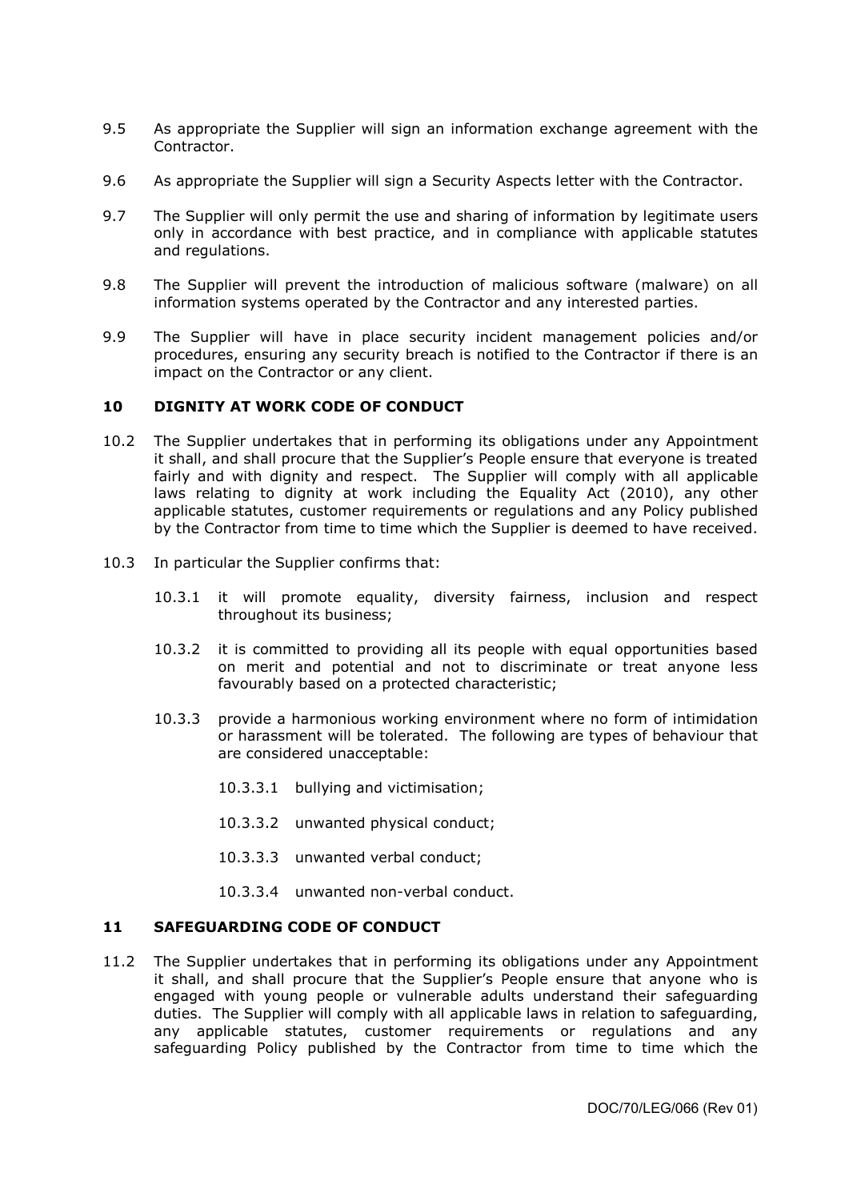9.5 As appropriate the Supplier will sign an information exchange agreement with the Contractor.

9.6 As appropriate the Supplier will sign a Security Aspects letter with the Contractor.

9.7 The Supplier will only permit the use and sharing of information by legitimate users only in accordance with best practice, and in compliance with applicable statutes and regulations.

9.8 The Supplier will prevent the introduction of malicious software (malware) on all information systems operated by the Contractor and any interested parties.

9.9 The Supplier will have in place security incident management policies and/or procedures, ensuring any security breach is notified to the Contractor if there is an impact on the Contractor or any client.

## 10 DIGNITY AT WORK CODE OF CONDUCT

10.2 The Supplier undertakes that in performing its obligations under any Appointment it shall, and shall procure that the Supplier's People ensure that everyone is treated fairly and with dignity and respect. The Supplier will comply with all applicable laws relating to dignity at work including the Equality Act (2010), any other applicable statutes, customer requirements or regulations and any Policy published by the Contractor from time to time which the Supplier is deemed to have received.

10.3 In particular the Supplier confirms that:

10.3.1 it will promote equality, diversity fairness, inclusion and respect throughout its business;

10.3.2 it is committed to providing all its people with equal opportunities based on merit and potential and not to discriminate or treat anyone less favourably based on a protected characteristic;

10.3.3 provide a harmonious working environment where no form of intimidation or harassment will be tolerated. The following are types of behaviour that are considered unacceptable:

10.3.3.1 bullying and victimisation;

10.3.3.2 unwanted physical conduct;

10.3.3.3 unwanted verbal conduct;

10.3.3.4 unwanted non-verbal conduct.

## 11 SAFEGUARDING CODE OF CONDUCT

11.2 The Supplier undertakes that in performing its obligations under any Appointment it shall, and shall procure that the Supplier's People ensure that anyone who is engaged with young people or vulnerable adults understand their safeguarding duties. The Supplier will comply with all applicable laws in relation to safeguarding, any applicable statutes, customer requirements or regulations and any safeguarding Policy published by the Contractor from time to time which the

DOC/70/LEG/066 (Rev 01)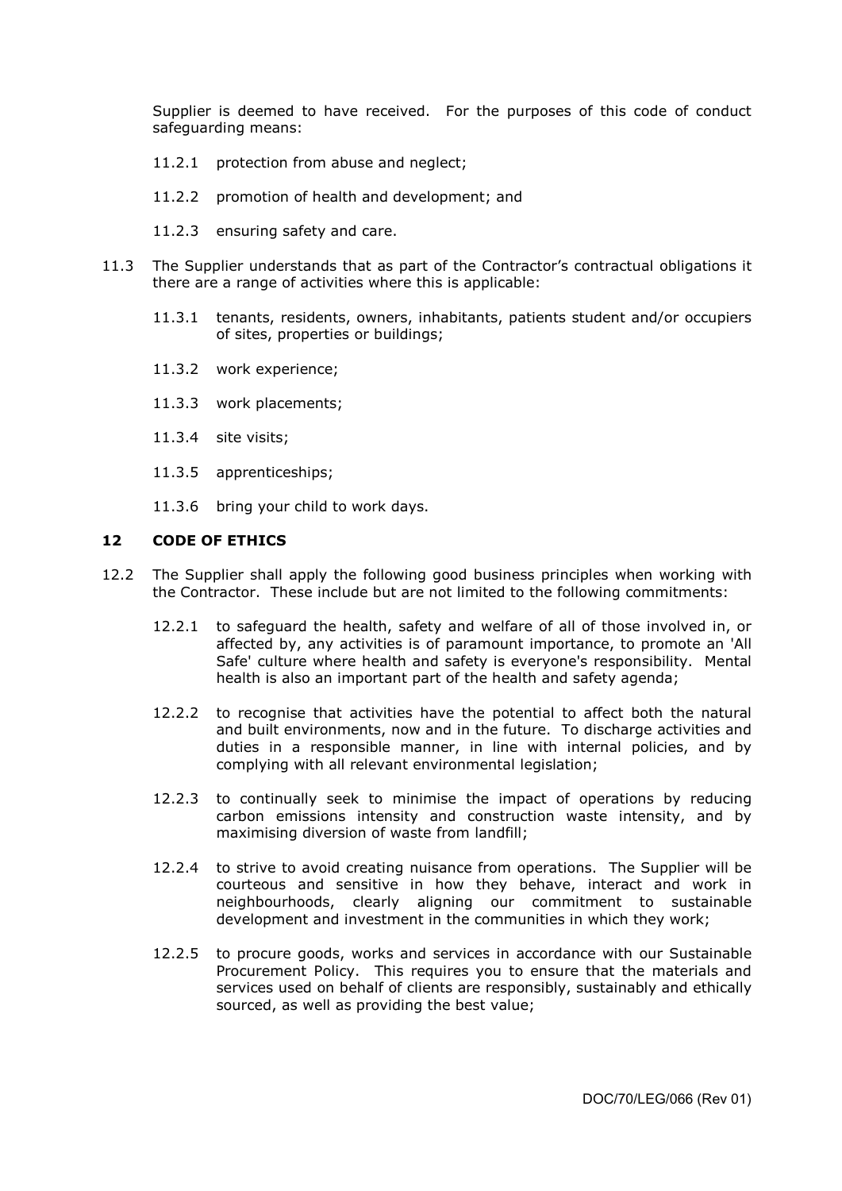Supplier is deemed to have received. For the purposes of this code of conduct safeguarding means:

11.2.1 protection from abuse and neglect;

11.2.2 promotion of health and development; and

11.2.3 ensuring safety and care.

11.3 The Supplier understands that as part of the Contractor's contractual obligations it there are a range of activities where this is applicable:

11.3.1 tenants, residents, owners, inhabitants, patients student and/or occupiers of sites, properties or buildings;

11.3.2 work experience;

11.3.3 work placements;

11.3.4 site visits;

11.3.5 apprenticeships;

11.3.6 bring your child to work days.

## 12 CODE OF ETHICS

12.2 The Supplier shall apply the following good business principles when working with the Contractor. These include but are not limited to the following commitments:

12.2.1 to safeguard the health, safety and welfare of all of those involved in, or affected by, any activities is of paramount importance, to promote an 'All Safe' culture where health and safety is everyone's responsibility. Mental health is also an important part of the health and safety agenda;

12.2.2 to recognise that activities have the potential to affect both the natural and built environments, now and in the future. To discharge activities and duties in a responsible manner, in line with internal policies, and by complying with all relevant environmental legislation;

12.2.3 to continually seek to minimise the impact of operations by reducing carbon emissions intensity and construction waste intensity, and by maximising diversion of waste from landfill;

12.2.4 to strive to avoid creating nuisance from operations. The Supplier will be courteous and sensitive in how they behave, interact and work in neighbourhoods, clearly aligning our commitment to sustainable development and investment in the communities in which they work;

12.2.5 to procure goods, works and services in accordance with our Sustainable Procurement Policy. This requires you to ensure that the materials and services used on behalf of clients are responsibly, sustainably and ethically sourced, as well as providing the best value;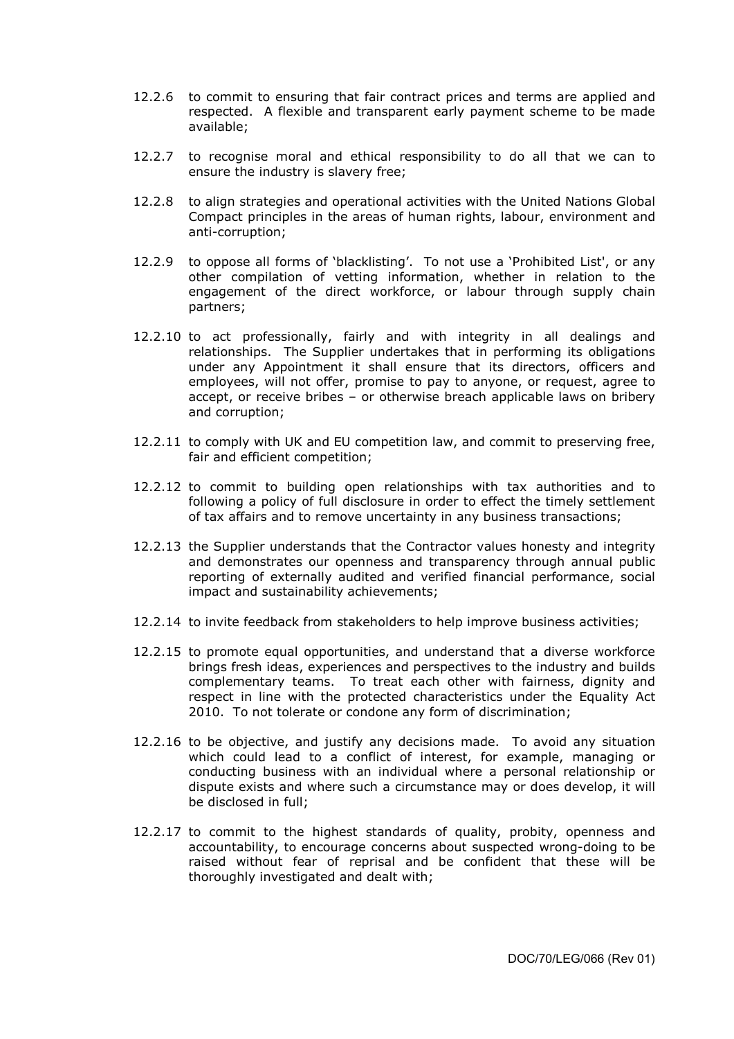12.2.6 to commit to ensuring that fair contract prices and terms are applied and respected. A flexible and transparent early payment scheme to be made available;

12.2.7 to recognise moral and ethical responsibility to do all that we can to ensure the industry is slavery free;

12.2.8 to align strategies and operational activities with the United Nations Global Compact principles in the areas of human rights, labour, environment and anti-corruption;

12.2.9 to oppose all forms of 'blacklisting'. To not use a 'Prohibited List', or any other compilation of vetting information, whether in relation to the engagement of the direct workforce, or labour through supply chain partners;

12.2.10 to act professionally, fairly and with integrity in all dealings and relationships. The Supplier undertakes that in performing its obligations under any Appointment it shall ensure that its directors, officers and employees, will not offer, promise to pay to anyone, or request, agree to accept, or receive bribes – or otherwise breach applicable laws on bribery and corruption;

12.2.11 to comply with UK and EU competition law, and commit to preserving free, fair and efficient competition;

12.2.12 to commit to building open relationships with tax authorities and to following a policy of full disclosure in order to effect the timely settlement of tax affairs and to remove uncertainty in any business transactions;

12.2.13 the Supplier understands that the Contractor values honesty and integrity and demonstrates our openness and transparency through annual public reporting of externally audited and verified financial performance, social impact and sustainability achievements;

12.2.14 to invite feedback from stakeholders to help improve business activities;

12.2.15 to promote equal opportunities, and understand that a diverse workforce brings fresh ideas, experiences and perspectives to the industry and builds complementary teams. To treat each other with fairness, dignity and respect in line with the protected characteristics under the Equality Act 2010. To not tolerate or condone any form of discrimination;

12.2.16 to be objective, and justify any decisions made. To avoid any situation which could lead to a conflict of interest, for example, managing or conducting business with an individual where a personal relationship or dispute exists and where such a circumstance may or does develop, it will be disclosed in full;

12.2.17 to commit to the highest standards of quality, probity, openness and accountability, to encourage concerns about suspected wrong-doing to be raised without fear of reprisal and be confident that these will be thoroughly investigated and dealt with;

DOC/70/LEG/066 (Rev 01)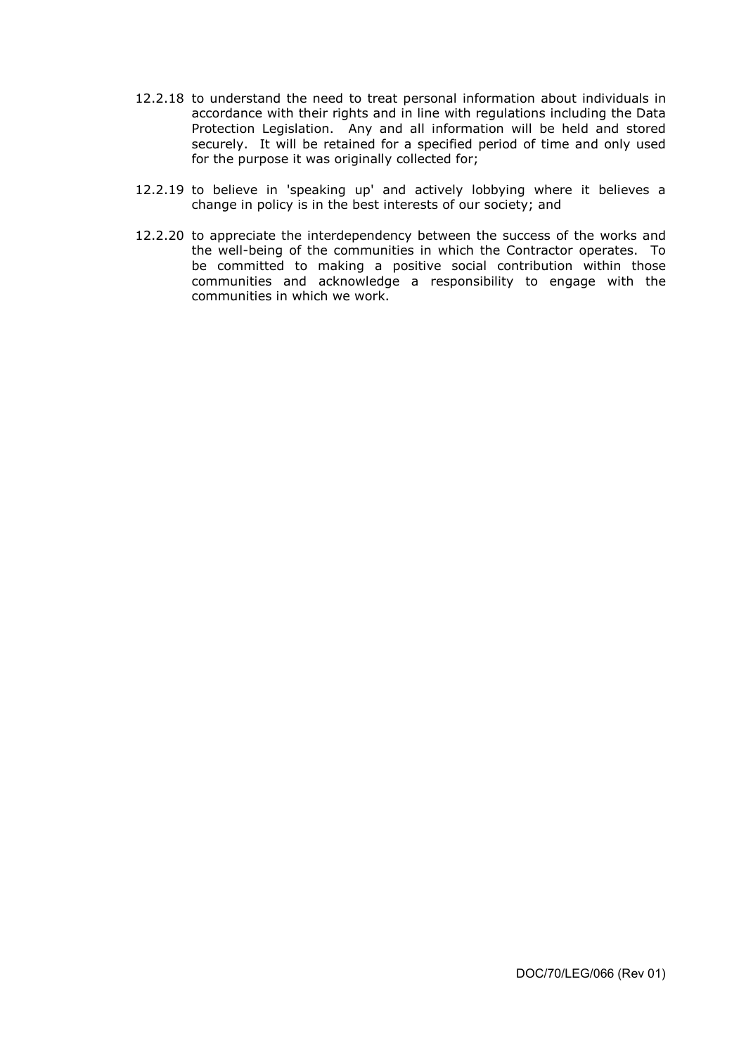12.2.18 to understand the need to treat personal information about individuals in accordance with their rights and in line with regulations including the Data Protection Legislation. Any and all information will be held and stored securely. It will be retained for a specified period of time and only used for the purpose it was originally collected for;

12.2.19 to believe in 'speaking up' and actively lobbying where it believes a change in policy is in the best interests of our society; and

12.2.20 to appreciate the interdependency between the success of the works and the well-being of the communities in which the Contractor operates. To be committed to making a positive social contribution within those communities and acknowledge a responsibility to engage with the communities in which we work.